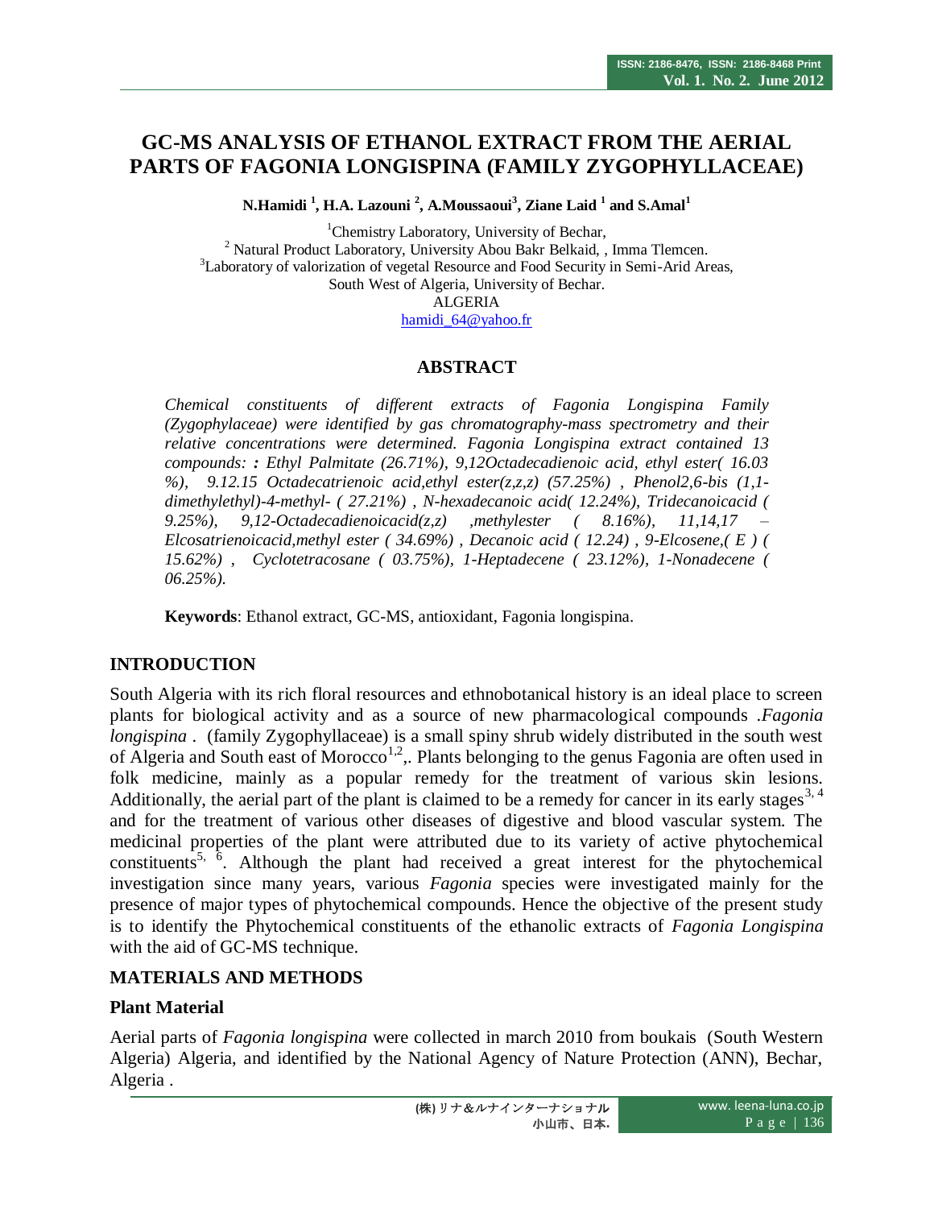# GC-MS ANALYSIS OF ETHANOL EXTRACT FROM THE AERIAL PARTS OF FAGONIA LONGISPINA (FAMILY ZYGOPHYLLACEAE)

**N.Hamidi [1], H.A. Lazouni [2], A.Moussaoui[3], Ziane Laid [1] and S.Amal[1]**

[1]Chemistry Laboratory, University of Bechar,
[2] Natural Product Laboratory, University Abou Bakr Belkaid, , Imma Tlemcen.
[3]Laboratory of valorization of vegetal Resource and Food Security in Semi-Arid Areas,
South West of Algeria, University of Bechar.
ALGERIA
hamidi_64@yahoo.fr

## ABSTRACT

*Chemical constituents of different extracts of Fagonia Longispina Family (Zygophylaceae) were identified by gas chromatography-mass spectrometry and their relative concentrations were determined. Fagonia Longispina extract contained 13 compounds: **:** Ethyl Palmitate (26.71%), 9,12Octadecadienoic acid, ethyl ester( 16.03 %), 9.12.15 Octadecatrienoic acid,ethyl ester(z,z,z) (57.25%) , Phenol2,6-bis (1,1-dimethylethyl)-4-methyl- ( 27.21%) , N-hexadecanoic acid( 12.24%), Tridecanoicacid ( 9.25%), 9,12-Octadecadienoicacid(z,z) ,methylester ( 8.16%), 11,14,17 – Elcosatrienoicacid,methyl ester ( 34.69%) , Decanoic acid ( 12.24) , 9-Elcosene,( E ) ( 15.62%) , Cyclotetracosane ( 03.75%), 1-Heptadecene ( 23.12%), 1-Nonadecene ( 06.25%).*

**Keywords**: Ethanol extract, GC-MS, antioxidant, Fagonia longispina.

## INTRODUCTION

South Algeria with its rich floral resources and ethnobotanical history is an ideal place to screen plants for biological activity and as a source of new pharmacological compounds .*Fagonia longispina* . (family Zygophyllaceae) is a small spiny shrub widely distributed in the south west of Algeria and South east of Morocco[1,2],. Plants belonging to the genus Fagonia are often used in folk medicine, mainly as a popular remedy for the treatment of various skin lesions. Additionally, the aerial part of the plant is claimed to be a remedy for cancer in its early stages[3, 4] and for the treatment of various other diseases of digestive and blood vascular system. The medicinal properties of the plant were attributed due to its variety of active phytochemical constituents[5, 6]. Although the plant had received a great interest for the phytochemical investigation since many years, various *Fagonia* species were investigated mainly for the presence of major types of phytochemical compounds. Hence the objective of the present study is to identify the Phytochemical constituents of the ethanolic extracts of *Fagonia Longispina* with the aid of GC-MS technique.

## MATERIALS AND METHODS

### Plant Material

Aerial parts of *Fagonia longispina* were collected in march 2010 from boukais (South Western Algeria) Algeria, and identified by the National Agency of Nature Protection (ANN), Bechar, Algeria .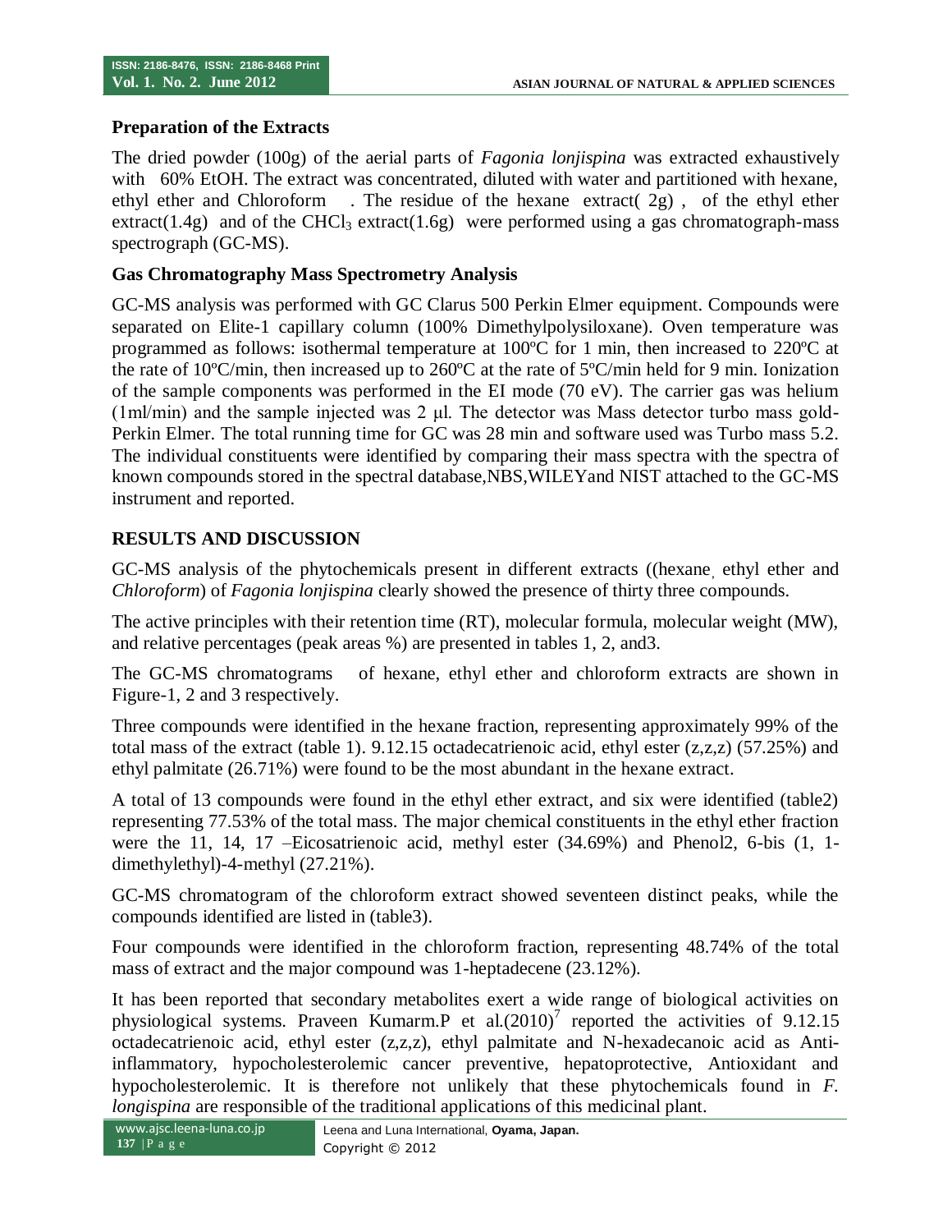### Preparation of the Extracts

The dried powder (100g) of the aerial parts of *Fagonia lonjispina* was extracted exhaustively with 60% EtOH. The extract was concentrated, diluted with water and partitioned with hexane, ethyl ether and Chloroform . The residue of the hexane extract( 2g) , of the ethyl ether extract(1.4g) and of the $CHCl_3$ extract(1.6g) were performed using a gas chromatograph-mass spectrograph (GC-MS).

### Gas Chromatography Mass Spectrometry Analysis

GC-MS analysis was performed with GC Clarus 500 Perkin Elmer equipment. Compounds were separated on Elite-1 capillary column (100% Dimethylpolysiloxane). Oven temperature was programmed as follows: isothermal temperature at 100ºC for 1 min, then increased to 220ºC at the rate of 10ºC/min, then increased up to 260ºC at the rate of 5ºC/min held for 9 min. Ionization of the sample components was performed in the EI mode (70 eV). The carrier gas was helium (1ml/min) and the sample injected was 2 μl. The detector was Mass detector turbo mass gold-Perkin Elmer. The total running time for GC was 28 min and software used was Turbo mass 5.2. The individual constituents were identified by comparing their mass spectra with the spectra of known compounds stored in the spectral database,NBS,WILEYand NIST attached to the GC-MS instrument and reported.

## RESULTS AND DISCUSSION

GC-MS analysis of the phytochemicals present in different extracts ((hexane, ethyl ether and *Chloroform*) of *Fagonia lonjispina* clearly showed the presence of thirty three compounds.

The active principles with their retention time (RT), molecular formula, molecular weight (MW), and relative percentages (peak areas %) are presented in tables 1, 2, and3.

The GC-MS chromatograms of hexane, ethyl ether and chloroform extracts are shown in Figure-1, 2 and 3 respectively.

Three compounds were identified in the hexane fraction, representing approximately 99% of the total mass of the extract (table 1). 9.12.15 octadecatrienoic acid, ethyl ester (z,z,z) (57.25%) and ethyl palmitate (26.71%) were found to be the most abundant in the hexane extract.

A total of 13 compounds were found in the ethyl ether extract, and six were identified (table2) representing 77.53% of the total mass. The major chemical constituents in the ethyl ether fraction were the 11, 14, 17 –Eicosatrienoic acid, methyl ester (34.69%) and Phenol2, 6-bis (1, 1-dimethylethyl)-4-methyl (27.21%).

GC-MS chromatogram of the chloroform extract showed seventeen distinct peaks, while the compounds identified are listed in (table3).

Four compounds were identified in the chloroform fraction, representing 48.74% of the total mass of extract and the major compound was 1-heptadecene (23.12%).

It has been reported that secondary metabolites exert a wide range of biological activities on physiological systems. Praveen Kumarm.P et al.(2010)[7] reported the activities of 9.12.15 octadecatrienoic acid, ethyl ester (z,z,z), ethyl palmitate and N-hexadecanoic acid as Anti-inflammatory, hypocholesterolemic cancer preventive, hepatoprotective, Antioxidant and hypocholesterolemic. It is therefore not unlikely that these phytochemicals found in *F. longispina* are responsible of the traditional applications of this medicinal plant.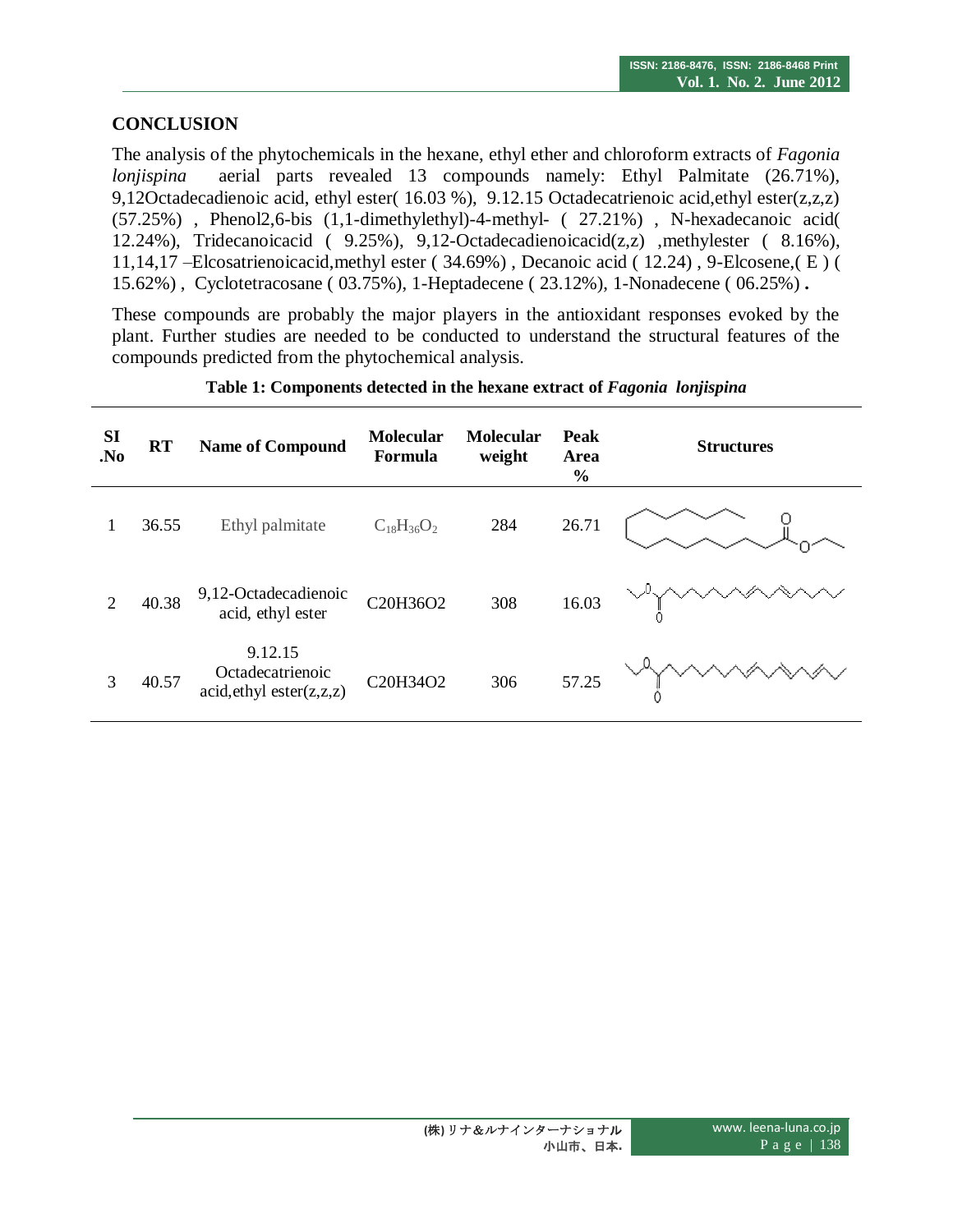## CONCLUSION

The analysis of the phytochemicals in the hexane, ethyl ether and chloroform extracts of *Fagonia lonjispina* aerial parts revealed 13 compounds namely: Ethyl Palmitate (26.71%), 9,12Octadecadienoic acid, ethyl ester( 16.03 %), 9.12.15 Octadecatrienoic acid,ethyl ester(z,z,z) (57.25%) , Phenol2,6-bis (1,1-dimethylethyl)-4-methyl- ( 27.21%) , N-hexadecanoic acid( 12.24%), Tridecanoicacid ( 9.25%), 9,12-Octadecadienoicacid(z,z) ,methylester ( 8.16%), 11,14,17 –Elcosatrienoicacid,methyl ester ( 34.69%) , Decanoic acid ( 12.24) , 9-Elcosene,( E ) ( 15.62%) , Cyclotetracosane ( 03.75%), 1-Heptadecene ( 23.12%), 1-Nonadecene ( 06.25%) **.**

These compounds are probably the major players in the antioxidant responses evoked by the plant. Further studies are needed to be conducted to understand the structural features of the compounds predicted from the phytochemical analysis.

**Table 1: Components detected in the hexane extract of *Fagonia lonjispina***

| SI .No | RT | Name of Compound | Molecular Formula | Molecular weight | Peak Area % | Structures |
|---|---|---|---|---|---|---|
| 1 | 36.55 | Ethyl palmitate | $C_{18}H_{36}O_2$ | 284 | 26.71 | |
| 2 | 40.38 | 9,12-Octadecadienoic acid, ethyl ester | $C_{20}H_{36}O_2$ | 308 | 16.03 | |
| 3 | 40.57 | 9.12.15 Octadecatrienoic acid,ethyl ester(z,z,z) | $C_{20}H_{34}O_2$ | 306 | 57.25 | |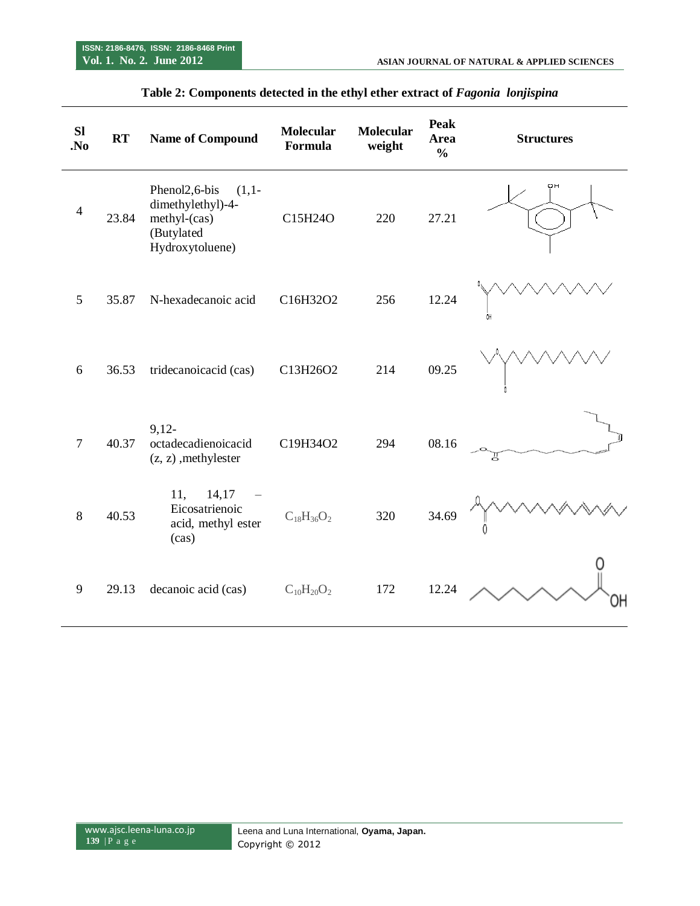**Table 2: Components detected in the ethyl ether extract of *Fagonia lonjispina***

| Sl .No | RT | Name of Compound | Molecular Formula | Molecular weight | Peak Area % | Structures |
|---|---|---|---|---|---|---|
| 4 | 23.84 | Phenol2,6-bis (1,1-dimethylethyl)-4-methyl-(cas) (Butylated Hydroxytoluene) | C15H24O | 220 | 27.21 | |
| 5 | 35.87 | N-hexadecanoic acid | C16H32O2 | 256 | 12.24 | |
| 6 | 36.53 | tridecanoicacid (cas) | C13H26O2 | 214 | 09.25 | |
| 7 | 40.37 | 9,12-octadecadienoicacid (z, z) ,methylester | C19H34O2 | 294 | 08.16 | |
| 8 | 40.53 | 11, 14,17 – Eicosatrienoic acid, methyl ester (cas) | $C_{18}H_{36}O_2$ | 320 | 34.69 | |
| 9 | 29.13 | decanoic acid (cas) | $C_{10}H_{20}O_2$ | 172 | 12.24 | |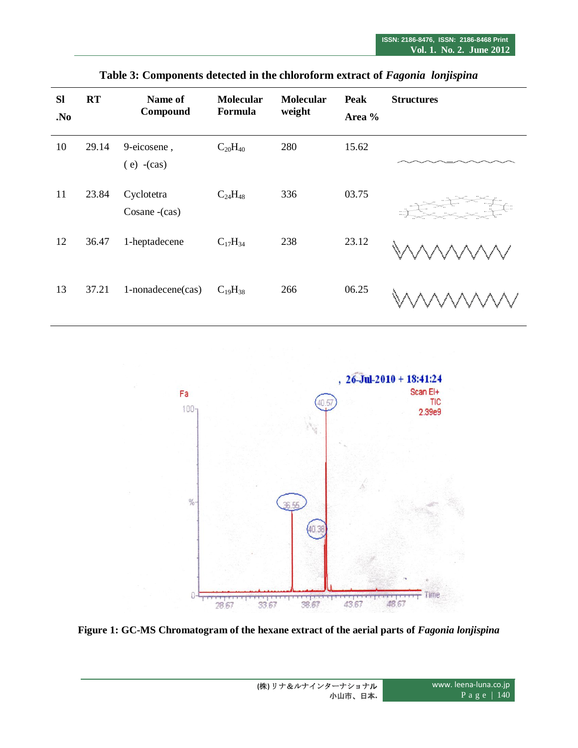**Table 3: Components detected in the chloroform extract of *Fagonia lonjispina***

| Sl .No | RT | Name of Compound | Molecular Formula | Molecular weight | Peak Area % | Structures |
|---|---|---|---|---|---|---|
| 10 | 29.14 | 9-eicosene , ( e) -(cas) | $C_{20}H_{40}$ | 280 | 15.62 | |
| 11 | 23.84 | Cyclotetra Cosane -(cas) | $C_{24}H_{48}$ | 336 | 03.75 | |
| 12 | 36.47 | 1-heptadecene | $C_{17}H_{34}$ | 238 | 23.12 | |
| 13 | 37.21 | 1-nonadecene(cas) | $C_{19}H_{38}$ | 266 | 06.25 | |

**Figure 1: GC-MS Chromatogram of the hexane extract of the aerial parts of *Fagonia lonjispina***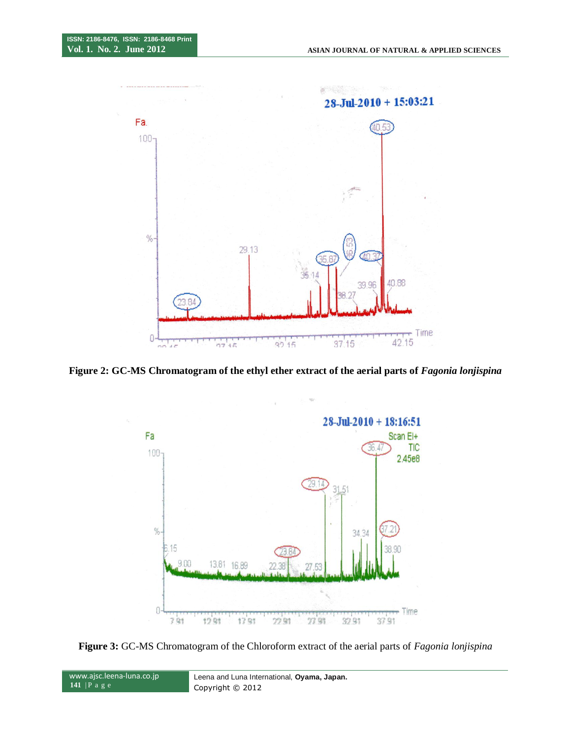**Figure 2: GC-MS Chromatogram of the ethyl ether extract of the aerial parts of *Fagonia lonjispina***

**Figure 3:** GC-MS Chromatogram of the Chloroform extract of the aerial parts of *Fagonia lonjispina*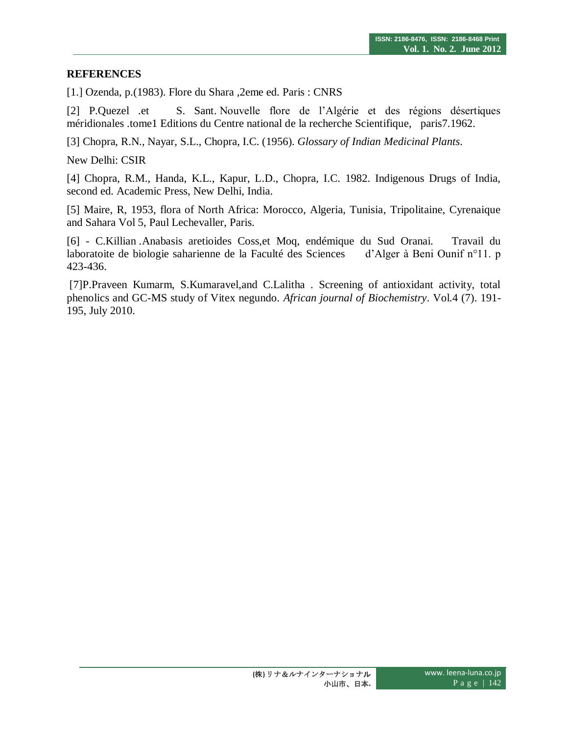## REFERENCES

[1.] Ozenda, p.(1983). Flore du Shara ,2eme ed. Paris : CNRS

[2] P.Quezel .et S. Sant. Nouvelle flore de l'Algérie et des régions désertiques méridionales .tome1 Editions du Centre national de la recherche Scientifique, paris7.1962.

[3] Chopra, R.N., Nayar, S.L., Chopra, I.C. (1956). *Glossary of Indian Medicinal Plants*.

New Delhi: CSIR

[4] Chopra, R.M., Handa, K.L., Kapur, L.D., Chopra, I.C. 1982. Indigenous Drugs of India, second ed. Academic Press, New Delhi, India.

[5] Maire, R, 1953, flora of North Africa: Morocco, Algeria, Tunisia, Tripolitaine, Cyrenaique and Sahara Vol 5, Paul Lechevaller, Paris.

[6] - C.Killian .Anabasis aretioides Coss,et Moq, endémique du Sud Oranai. Travail du laboratoite de biologie saharienne de la Faculté des Sciences d'Alger à Beni Ounif n°11. p 423-436.

[7]P.Praveen Kumarm, S.Kumaravel,and C.Lalitha . Screening of antioxidant activity, total phenolics and GC-MS study of Vitex negundo. *African journal of Biochemistry*. Vol.4 (7). 191-195, July 2010.